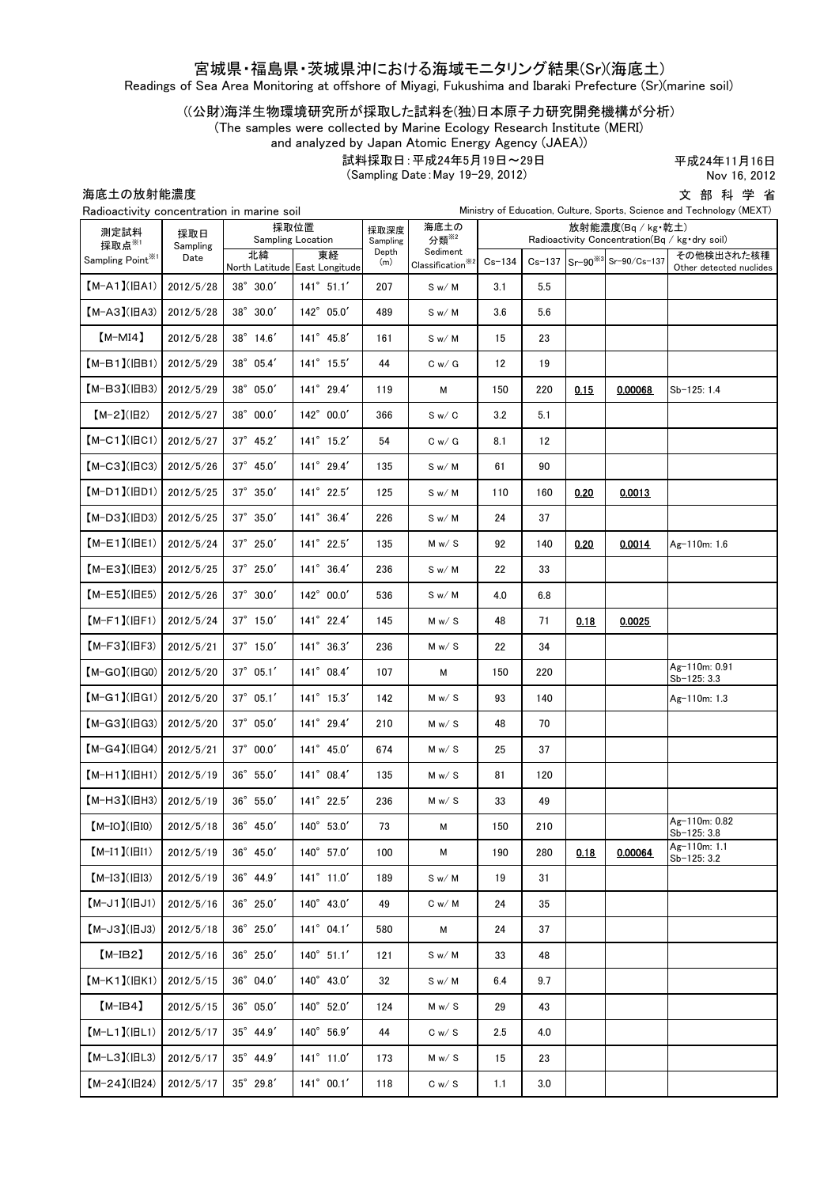# 宮城県・福島県・茨城県沖における海域モニタリング結果(Sr)(海底土)

Readings of Sea Area Monitoring at offshore of Miyagi, Fukushima and Ibaraki Prefecture (Sr)(marine soil)

((公財)海洋生物環境研究所が採取した試料を(独)日本原子力研究開発機構が分析)

(The samples were collected by Marine Ecology Research Institute (MERI) and analyzed by Japan Atomic Energy Agency (JAEA))

試料採取日：平成24年5月19日～29日
(Sampling Date：May 19-29, 2012)

平成24年11月16日
Nov 16, 2012

文部科学省
Ministry of Education, Culture, Sports, Science and Technology (MEXT)

海底土の放射能濃度
Radioactivity concentration in marine soil

| 測定試料採取点※1 Sampling Point※1 | 採取日 Sampling Date | 採取位置 Sampling Location 北緯 North Latitude | 東経 East Longitude | 採取深度 Sampling Depth (m) | 海底土の分類※2 Sediment Classification※2 | 放射能濃度(Bq / kg・乾土) Radioactivity Concentration(Bq / kg・dry soil) Cs-134 | Cs-137 | Sr-90※3 | Sr-90/Cs-137 | その他検出された核種 Other detected nuclides |
|---|---|---|---|---|---|---|---|---|---|---|
| 【M-A1】(旧A1) | 2012/5/28 | 38° 30.0′ | 141° 51.1′ | 207 | S w/ M | 3.1 | 5.5 | | | |
| 【M-A3】(旧A3) | 2012/5/28 | 38° 30.0′ | 142° 05.0′ | 489 | S w/ M | 3.6 | 5.6 | | | |
| 【M-MI4】 | 2012/5/28 | 38° 14.6′ | 141° 45.8′ | 161 | S w/ M | 15 | 23 | | | |
| 【M-B1】(旧B1) | 2012/5/29 | 38° 05.4′ | 141° 15.5′ | 44 | C w/ G | 12 | 19 | | | |
| 【M-B3】(旧B3) | 2012/5/29 | 38° 05.0′ | 141° 29.4′ | 119 | M | 150 | 220 | 0.15 | 0.00068 | Sb-125: 1.4 |
| 【M-2】(旧2) | 2012/5/27 | 38° 00.0′ | 142° 00.0′ | 366 | S w/ C | 3.2 | 5.1 | | | |
| 【M-C1】(旧C1) | 2012/5/27 | 37° 45.2′ | 141° 15.2′ | 54 | C w/ G | 8.1 | 12 | | | |
| 【M-C3】(旧C3) | 2012/5/26 | 37° 45.0′ | 141° 29.4′ | 135 | S w/ M | 61 | 90 | | | |
| 【M-D1】(旧D1) | 2012/5/25 | 37° 35.0′ | 141° 22.5′ | 125 | S w/ M | 110 | 160 | 0.20 | 0.0013 | |
| 【M-D3】(旧D3) | 2012/5/25 | 37° 35.0′ | 141° 36.4′ | 226 | S w/ M | 24 | 37 | | | |
| 【M-E1】(旧E1) | 2012/5/24 | 37° 25.0′ | 141° 22.5′ | 135 | M w/ S | 92 | 140 | 0.20 | 0.0014 | Ag-110m: 1.6 |
| 【M-E3】(旧E3) | 2012/5/25 | 37° 25.0′ | 141° 36.4′ | 236 | S w/ M | 22 | 33 | | | |
| 【M-E5】(旧E5) | 2012/5/26 | 37° 30.0′ | 142° 00.0′ | 536 | S w/ M | 4.0 | 6.8 | | | |
| 【M-F1】(旧F1) | 2012/5/24 | 37° 15.0′ | 141° 22.4′ | 145 | M w/ S | 48 | 71 | 0.18 | 0.0025 | |
| 【M-F3】(旧F3) | 2012/5/21 | 37° 15.0′ | 141° 36.3′ | 236 | M w/ S | 22 | 34 | | | |
| 【M-G0】(旧G0) | 2012/5/20 | 37° 05.1′ | 141° 08.4′ | 107 | M | 150 | 220 | | | Ag-110m: 0.91 Sb-125: 3.3 |
| 【M-G1】(旧G1) | 2012/5/20 | 37° 05.1′ | 141° 15.3′ | 142 | M w/ S | 93 | 140 | | | Ag-110m: 1.3 |
| 【M-G3】(旧G3) | 2012/5/20 | 37° 05.0′ | 141° 29.4′ | 210 | M w/ S | 48 | 70 | | | |
| 【M-G4】(旧G4) | 2012/5/21 | 37° 00.0′ | 141° 45.0′ | 674 | M w/ S | 25 | 37 | | | |
| 【M-H1】(旧H1) | 2012/5/19 | 36° 55.0′ | 141° 08.4′ | 135 | M w/ S | 81 | 120 | | | |
| 【M-H3】(旧H3) | 2012/5/19 | 36° 55.0′ | 141° 22.5′ | 236 | M w/ S | 33 | 49 | | | |
| 【M-I0】(旧I0) | 2012/5/18 | 36° 45.0′ | 140° 53.0′ | 73 | M | 150 | 210 | | | Ag-110m: 0.82 Sb-125: 3.8 |
| 【M-I1】(旧I1) | 2012/5/19 | 36° 45.0′ | 140° 57.0′ | 100 | M | 190 | 280 | 0.18 | 0.00064 | Ag-110m: 1.1 Sb-125: 3.2 |
| 【M-I3】(旧I3) | 2012/5/19 | 36° 44.9′ | 141° 11.0′ | 189 | S w/ M | 19 | 31 | | | |
| 【M-J1】(旧J1) | 2012/5/16 | 36° 25.0′ | 140° 43.0′ | 49 | C w/ M | 24 | 35 | | | |
| 【M-J3】(旧J3) | 2012/5/18 | 36° 25.0′ | 141° 04.1′ | 580 | M | 24 | 37 | | | |
| 【M-IB2】 | 2012/5/16 | 36° 25.0′ | 140° 51.1′ | 121 | S w/ M | 33 | 48 | | | |
| 【M-K1】(旧K1) | 2012/5/15 | 36° 04.0′ | 140° 43.0′ | 32 | S w/ M | 6.4 | 9.7 | | | |
| 【M-IB4】 | 2012/5/15 | 36° 05.0′ | 140° 52.0′ | 124 | M w/ S | 29 | 43 | | | |
| 【M-L1】(旧L1) | 2012/5/17 | 35° 44.9′ | 140° 56.9′ | 44 | C w/ S | 2.5 | 4.0 | | | |
| 【M-L3】(旧L3) | 2012/5/17 | 35° 44.9′ | 141° 11.0′ | 173 | M w/ S | 15 | 23 | | | |
| 【M-24】(旧24) | 2012/5/17 | 35° 29.8′ | 141° 00.1′ | 118 | C w/ S | 1.1 | 3.0 | | | |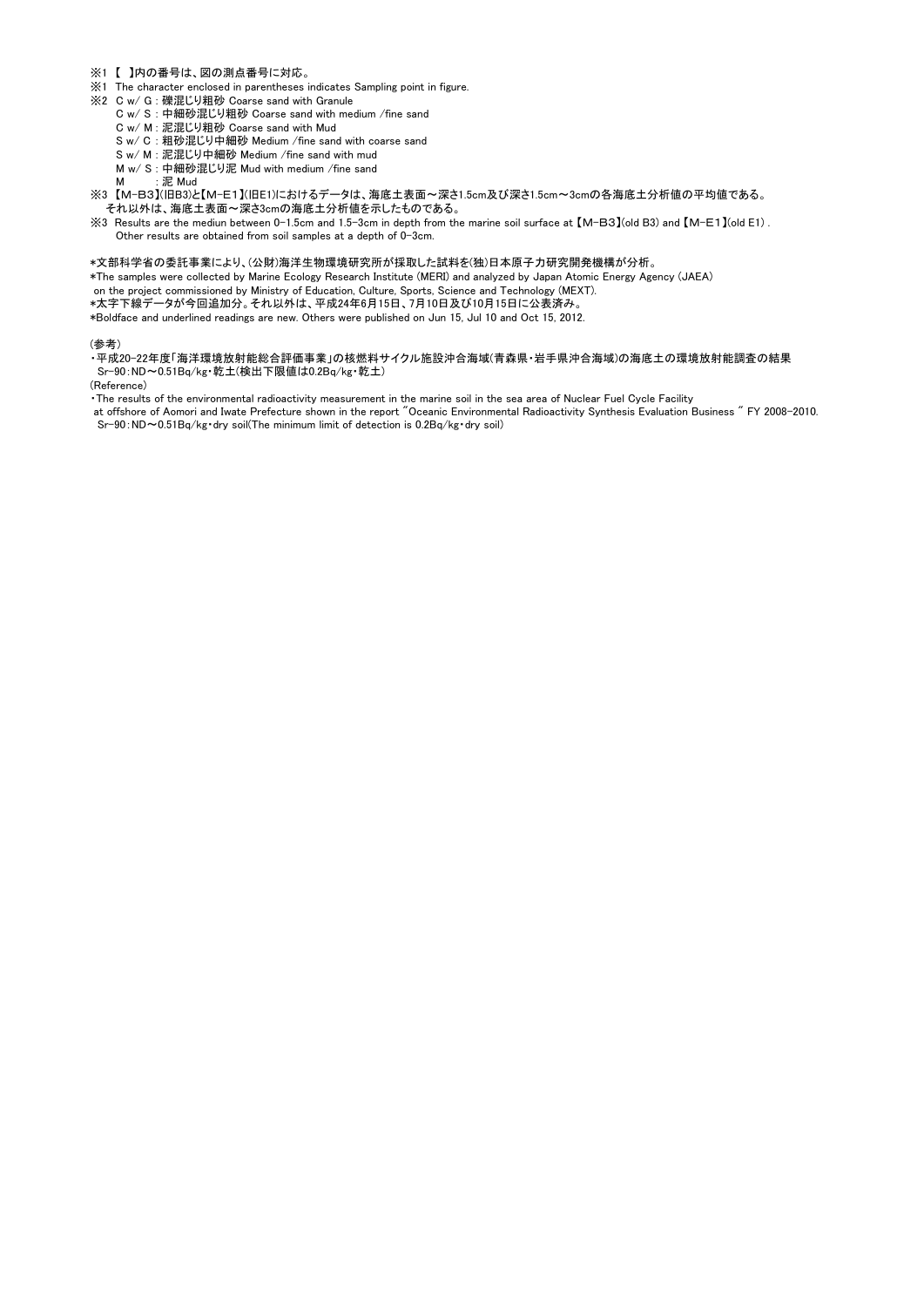※1 【　】内の番号は、図の測点番号に対応。

※1 The character enclosed in parentheses indicates Sampling point in figure.

※2 C w/ G : 礫混じり粗砂 Coarse sand with Granule
　　C w/ S : 中細砂混じり粗砂 Coarse sand with medium /fine sand
　　C w/ M : 泥混じり粗砂 Coarse sand with Mud
　　S w/ C : 粗砂混じり中細砂 Medium /fine sand with coarse sand
　　S w/ M : 泥混じり中細砂 Medium /fine sand with mud
　　M w/ S : 中細砂混じり泥 Mud with medium /fine sand
　　M　　　: 泥 Mud

※3 【M-B3】(旧B3)と【M-E1】(旧E1)におけるデータは、海底土表面～深さ1.5cm及び深さ1.5cm～3cmの各海底土分析値の平均値である。
　それ以外は、海底土表面～深さ3cmの海底土分析値を示したものである。

※3 Results are the mediun between 0-1.5cm and 1.5-3cm in depth from the marine soil surface at 【M-B3】(old B3) and 【M-E1】(old E1) .
　　Other results are obtained from soil samples at a depth of 0-3cm.

*文部科学省の委託事業により、(公財)海洋生物環境研究所が採取した試料を(独)日本原子力研究開発機構が分析。

*The samples were collected by Marine Ecology Research Institute (MERI) and analyzed by Japan Atomic Energy Agency (JAEA)
on the project commissioned by Ministry of Education, Culture, Sports, Science and Technology (MEXT).

*太字下線データが今回追加分。それ以外は、平成24年6月15日、7月10日及び10月15日に公表済み。

*Boldface and underlined readings are new. Others were published on Jun 15, Jul 10 and Oct 15, 2012.

(参考)

・平成20-22年度「海洋環境放射能総合評価事業」の核燃料サイクル施設沖合海域(青森県・岩手県沖合海域)の海底土の環境放射能調査の結果
　Sr-90：ND～0.51Bq/kg・乾土(検出下限値は0.2Bq/kg・乾土)

(Reference)

・The results of the environmental radioactivity measurement in the marine soil in the sea area of Nuclear Fuel Cycle Facility
at offshore of Aomori and Iwate Prefecture shown in the report "Oceanic Environmental Radioactivity Synthesis Evaluation Business " FY 2008-2010.
　Sr-90：ND～0.51Bq/kg・dry soil(The minimum limit of detection is 0.2Bq/kg・dry soil)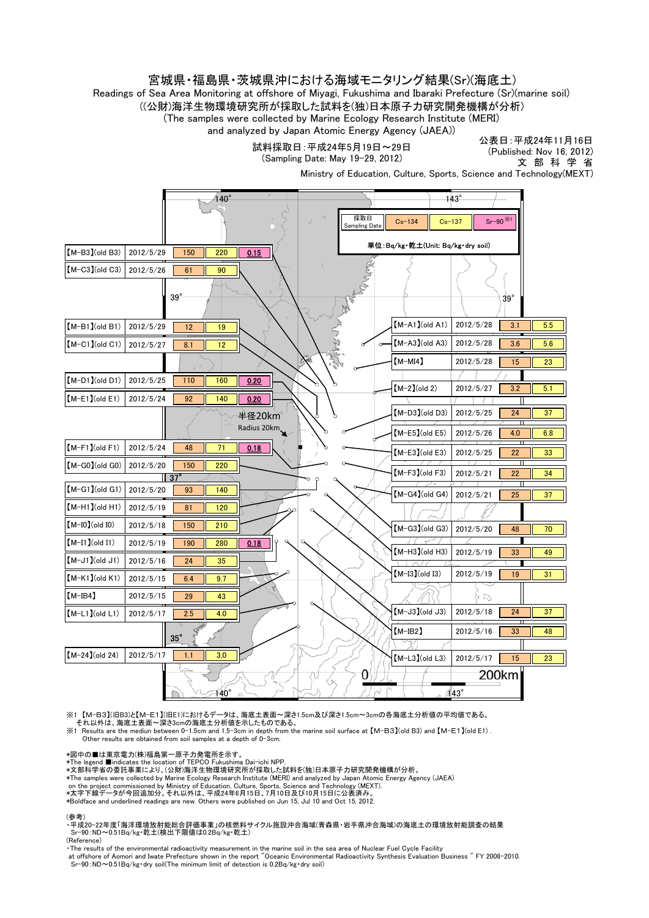# 宮城県・福島県・茨城県沖における海域モニタリング結果(Sr)(海底土)

Readings of Sea Area Monitoring at offshore of Miyagi, Fukushima and Ibaraki Prefecture (Sr)(marine soil)

((公財)海洋生物環境研究所が採取した試料を(独)日本原子力研究開発機構が分析)

(The samples were collected by Marine Ecology Research Institute (MERI) and analyzed by Japan Atomic Energy Agency (JAEA))

試料採取日：平成24年5月19日～29日
(Sampling Date: May 19-29, 2012)

公表日：平成24年11月16日
(Published: Nov 16, 2012)
文部科学省
Ministry of Education, Culture, Sports, Science and Technology(MEXT)

単位：Bq/kg・乾土(Unit: Bq/kg・dry soil)

| 地点 | 採取日 Sampling Date | Cs-134 | Cs-137 | Sr-90※1 |
|---|---|---|---|---|
| 【M-B3】(old B3) | 2012/5/29 | 150 | 220 | **<u>0.15</u>** |
| 【M-C3】(old C3) | 2012/5/26 | 61 | 90 | |
| 【M-B1】(old B1) | 2012/5/29 | 12 | 19 | |
| 【M-C1】(old C1) | 2012/5/27 | 8.1 | 12 | |
| 【M-D1】(old D1) | 2012/5/25 | 110 | 160 | **<u>0.20</u>** |
| 【M-E1】(old E1) | 2012/5/24 | 92 | 140 | **<u>0.20</u>** |
| 【M-F1】(old F1) | 2012/5/24 | 48 | 71 | **<u>0.18</u>** |
| 【M-G0】(old G0) | 2012/5/20 | 150 | 220 | |
| 【M-G1】(old G1) | 2012/5/20 | 93 | 140 | |
| 【M-H1】(old H1) | 2012/5/19 | 81 | 120 | |
| 【M-I0】(old I0) | 2012/5/18 | 150 | 210 | |
| 【M-I1】(old I1) | 2012/5/19 | 190 | 280 | **<u>0.18</u>** |
| 【M-J1】(old J1) | 2012/5/16 | 24 | 35 | |
| 【M-K1】(old K1) | 2012/5/15 | 6.4 | 9.7 | |
| 【M-IB4】 | 2012/5/15 | 29 | 43 | |
| 【M-L1】(old L1) | 2012/5/17 | 2.5 | 4.0 | |
| 【M-24】(old 24) | 2012/5/17 | 1.1 | 3.0 | |
| 【M-A1】(old A1) | 2012/5/28 | 3.1 | 5.5 | |
| 【M-A3】(old A3) | 2012/5/28 | 3.6 | 5.6 | |
| 【M-MI4】 | 2012/5/28 | 15 | 23 | |
| 【M-2】(old 2) | 2012/5/27 | 3.2 | 5.1 | |
| 【M-D3】(old D3) | 2012/5/25 | 24 | 37 | |
| 【M-E5】(old E5) | 2012/5/26 | 4.0 | 6.8 | |
| 【M-E3】(old E3) | 2012/5/25 | 22 | 33 | |
| 【M-F3】(old F3) | 2012/5/21 | 22 | 34 | |
| 【M-G4】(old G4) | 2012/5/21 | 25 | 37 | |
| 【M-G3】(old G3) | 2012/5/20 | 48 | 70 | |
| 【M-H3】(old H3) | 2012/5/19 | 33 | 49 | |
| 【M-I3】(old I3) | 2012/5/19 | 19 | 31 | |
| 【M-J3】(old J3) | 2012/5/18 | 24 | 37 | |
| 【M-IB2】 | 2012/5/16 | 33 | 48 | |
| 【M-L3】(old L3) | 2012/5/17 | 15 | 23 | |

140°
143°
39°
37°
35°
半径20km
Radius 20km
0
200km

※1 【M-B3】(旧B3)と【M-E1】(旧E1)におけるデータは、海底土表面～深さ1.5cm及び深さ1.5cm～3cmの各海底土分析値の平均値である。
それ以外は、海底土表面～深さ3cmの海底土分析値を示したものである。

※1 Results are the mediun between 0-1.5cm and 1.5-3cm in depth from the marine soil surface at 【M-B3】(old B3) and 【M-E1】(old E1).
Other results are obtained from soil samples at a depth of 0-3cm.

*図中の■は東京電力(株)福島第一原子力発電所を示す。
*The legend ■indicates the location of TEPCO Fukushima Dai-ichi NPP.
*文部科学省の委託事業により、(公財)海洋生物環境研究所が採取した試料を(独)日本原子力研究開発機構が分析。
*The samples were collected by Marine Ecology Research Institute (MERI) and analyzed by Japan Atomic Energy Agency (JAEA) on the project commissioned by Ministry of Education, Culture, Sports, Science and Technology (MEXT).
*太字下線データが今回追加分。それ以外は、平成24年6月15日、7月10日及び10月15日に公表済み。
*Boldface and underlined readings are new. Others were published on Jun 15, Jul 10 and Oct 15, 2012.

(参考)
・平成20-22年度「海洋環境放射能総合評価事業」の核燃料サイクル施設沖合海域(青森県・岩手県沖合海域)の海底土の環境放射能調査の結果
Sr-90：ND～0.51Bq/kg・乾土(検出下限値は0.2Bq/kg・乾土)

(Reference)
・The results of the environmental radioactivity measurement in the marine soil in the sea area of Nuclear Fuel Cycle Facility at offshore of Aomori and Iwate Prefecture shown in the report "Oceanic Environmental Radioactivity Synthesis Evaluation Business " FY 2008-2010.
Sr-90：ND～0.51Bq/kg・dry soil(The minimum limit of detection is 0.2Bq/kg・dry soil)